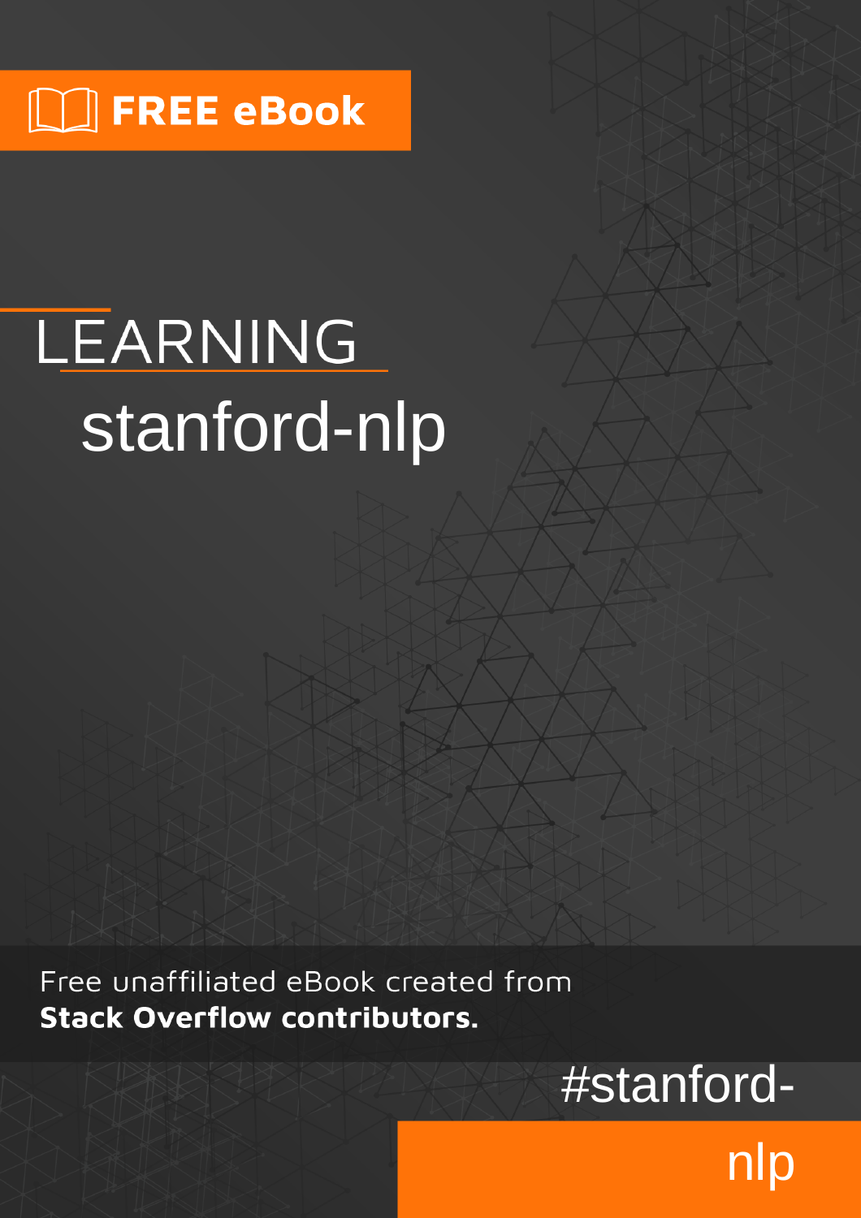FREE eBook

# LEARNING stanford-nlp

Free unaffiliated eBook created from **Stack Overflow contributors.**

#stanford-nlp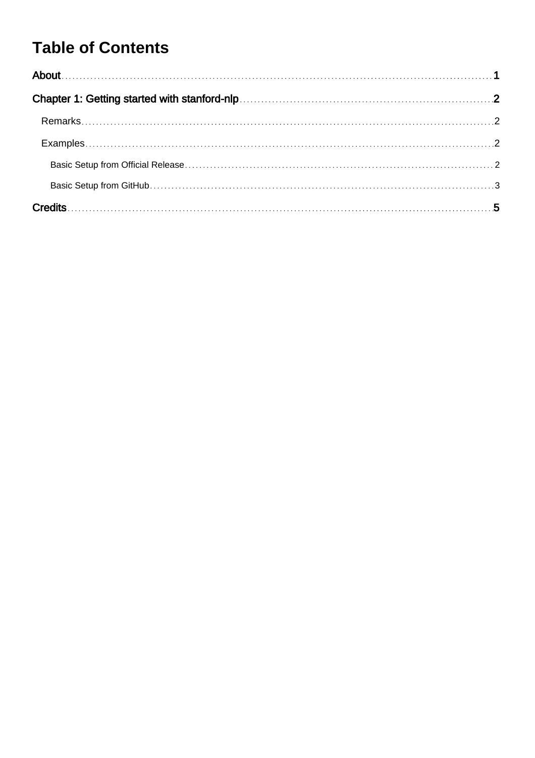# Table of Contents

About ........................................................................................................................................ 1

Chapter 1: Getting started with stanford-nlp ........................................................................ 2

- Remarks ........................................................................................................................... 2
- Examples ........................................................................................................................... 2
  - Basic Setup from Official Release ................................................................................. 2
  - Basic Setup from GitHub .............................................................................................. 3

Credits ....................................................................................................................................... 5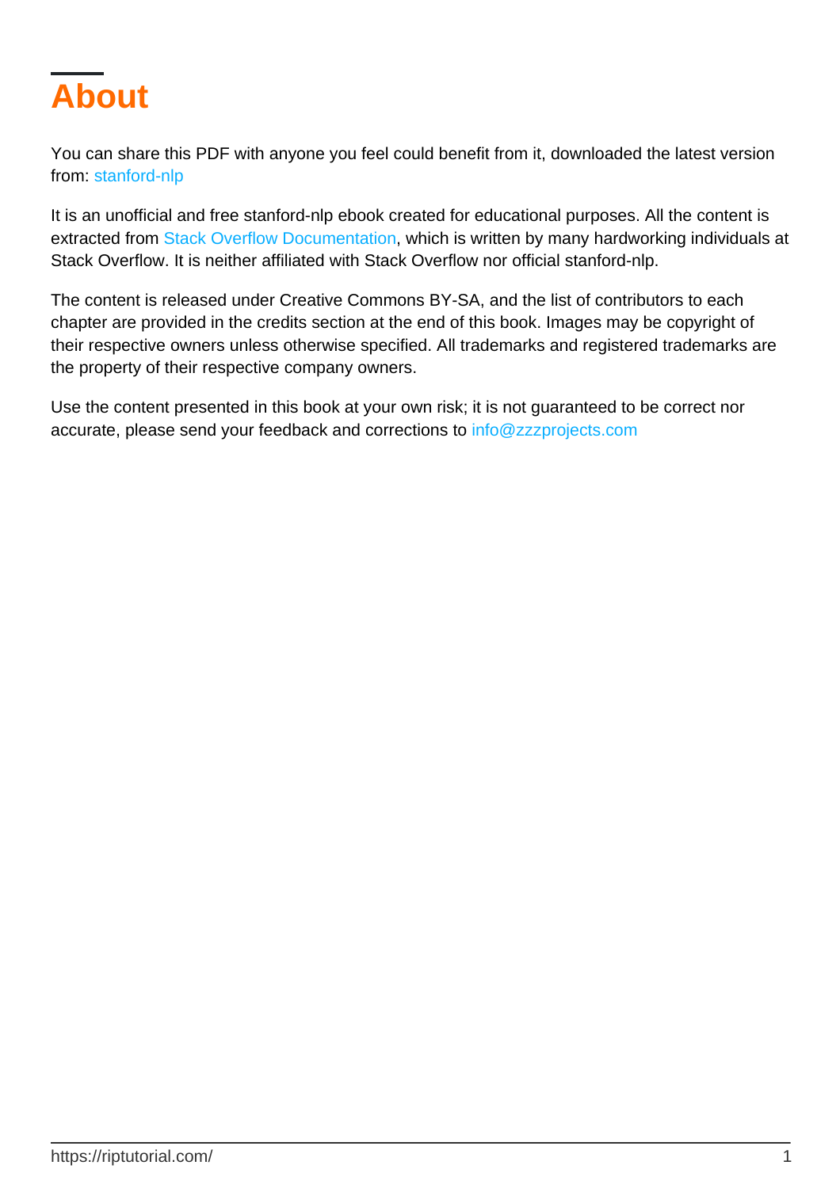# About

You can share this PDF with anyone you feel could benefit from it, downloaded the latest version from: stanford-nlp

It is an unofficial and free stanford-nlp ebook created for educational purposes. All the content is extracted from Stack Overflow Documentation, which is written by many hardworking individuals at Stack Overflow. It is neither affiliated with Stack Overflow nor official stanford-nlp.

The content is released under Creative Commons BY-SA, and the list of contributors to each chapter are provided in the credits section at the end of this book. Images may be copyright of their respective owners unless otherwise specified. All trademarks and registered trademarks are the property of their respective company owners.

Use the content presented in this book at your own risk; it is not guaranteed to be correct nor accurate, please send your feedback and corrections to info@zzzprojects.com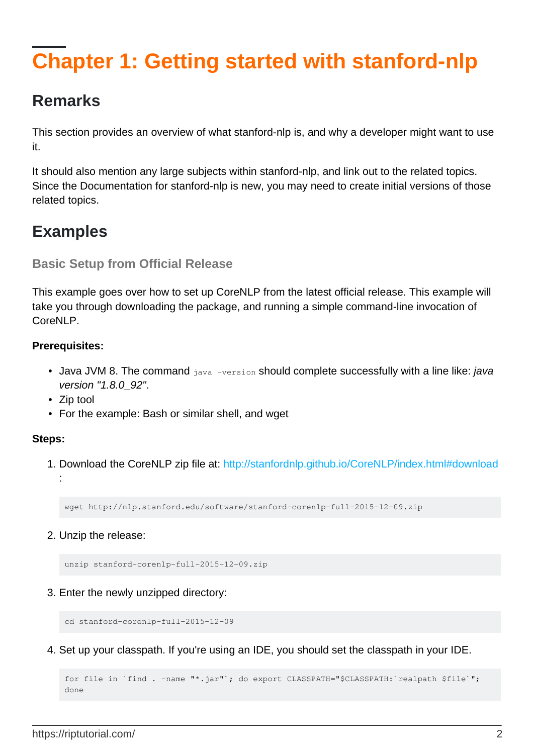# Chapter 1: Getting started with stanford-nlp

## Remarks

This section provides an overview of what stanford-nlp is, and why a developer might want to use it.

It should also mention any large subjects within stanford-nlp, and link out to the related topics. Since the Documentation for stanford-nlp is new, you may need to create initial versions of those related topics.

## Examples

### Basic Setup from Official Release

This example goes over how to set up CoreNLP from the latest official release. This example will take you through downloading the package, and running a simple command-line invocation of CoreNLP.

**Prerequisites:**

- Java JVM 8. The command `java -version` should complete successfully with a line like: *java version "1.8.0_92"*.
- Zip tool
- For the example: Bash or similar shell, and wget

**Steps:**

1. Download the CoreNLP zip file at: http://stanfordnlp.github.io/CoreNLP/index.html#download :

```
wget http://nlp.stanford.edu/software/stanford-corenlp-full-2015-12-09.zip
```

2. Unzip the release:

```
unzip stanford-corenlp-full-2015-12-09.zip
```

3. Enter the newly unzipped directory:

```
cd stanford-corenlp-full-2015-12-09
```

4. Set up your classpath. If you're using an IDE, you should set the classpath in your IDE.

```
for file in `find . -name "*.jar"`; do export CLASSPATH="$CLASSPATH:`realpath $file`";
done
```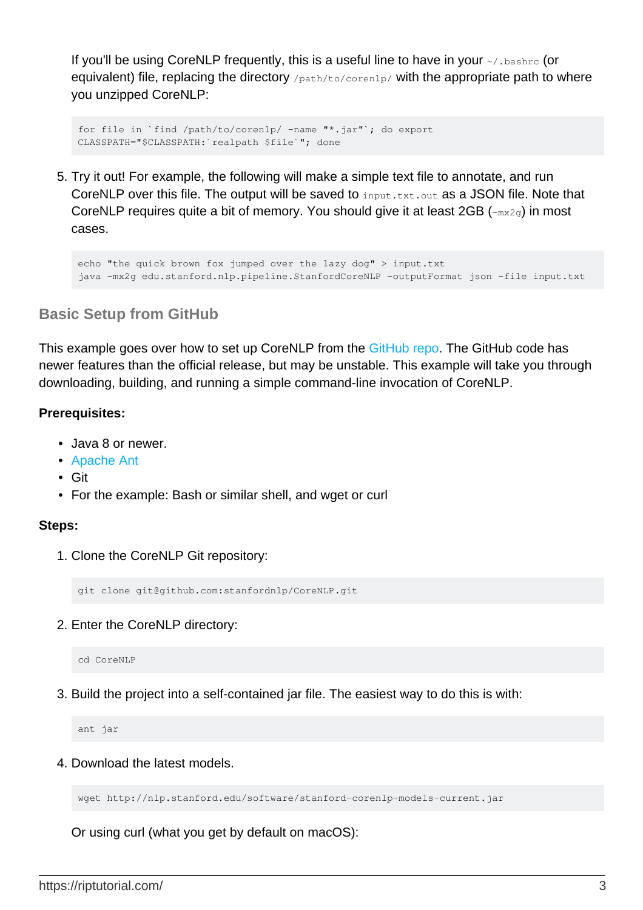If you'll be using CoreNLP frequently, this is a useful line to have in your `~/.bashrc` (or equivalent) file, replacing the directory `/path/to/corenlp/` with the appropriate path to where you unzipped CoreNLP:

```
for file in `find /path/to/corenlp/ -name "*.jar"`; do export
CLASSPATH="$CLASSPATH:`realpath $file`"; done
```

5. Try it out! For example, the following will make a simple text file to annotate, and run CoreNLP over this file. The output will be saved to `input.txt.out` as a JSON file. Note that CoreNLP requires quite a bit of memory. You should give it at least 2GB (`-mx2g`) in most cases.

```
echo "the quick brown fox jumped over the lazy dog" > input.txt
java -mx2g edu.stanford.nlp.pipeline.StanfordCoreNLP -outputFormat json -file input.txt
```

### Basic Setup from GitHub

This example goes over how to set up CoreNLP from the GitHub repo. The GitHub code has newer features than the official release, but may be unstable. This example will take you through downloading, building, and running a simple command-line invocation of CoreNLP.

**Prerequisites:**

- Java 8 or newer.
- Apache Ant
- Git
- For the example: Bash or similar shell, and wget or curl

**Steps:**

1. Clone the CoreNLP Git repository:

```
git clone git@github.com:stanfordnlp/CoreNLP.git
```

2. Enter the CoreNLP directory:

```
cd CoreNLP
```

3. Build the project into a self-contained jar file. The easiest way to do this is with:

```
ant jar
```

4. Download the latest models.

```
wget http://nlp.stanford.edu/software/stanford-corenlp-models-current.jar
```

Or using curl (what you get by default on macOS):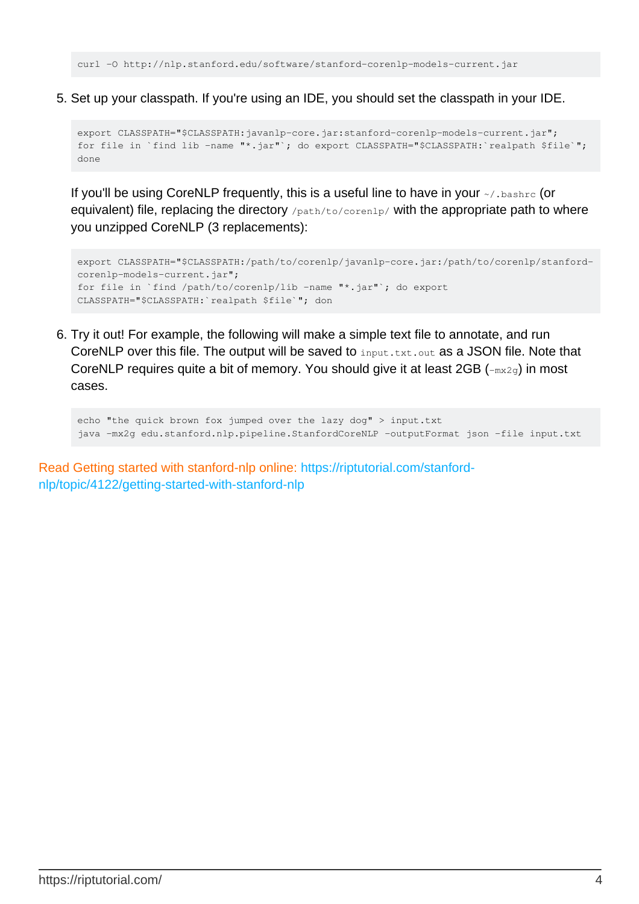```
curl -O http://nlp.stanford.edu/software/stanford-corenlp-models-current.jar
```

5. Set up your classpath. If you're using an IDE, you should set the classpath in your IDE.

   ```
   export CLASSPATH="$CLASSPATH:javanlp-core.jar:stanford-corenlp-models-current.jar";
   for file in `find lib -name "*.jar"`; do export CLASSPATH="$CLASSPATH:`realpath $file`";
   done
   ```

   If you'll be using CoreNLP frequently, this is a useful line to have in your `~/.bashrc` (or equivalent) file, replacing the directory `/path/to/corenlp/` with the appropriate path to where you unzipped CoreNLP (3 replacements):

   ```
   export CLASSPATH="$CLASSPATH:/path/to/corenlp/javanlp-core.jar:/path/to/corenlp/stanford-corenlp-models-current.jar";
   for file in `find /path/to/corenlp/lib -name "*.jar"`; do export
   CLASSPATH="$CLASSPATH:`realpath $file`"; don
   ```

6. Try it out! For example, the following will make a simple text file to annotate, and run CoreNLP over this file. The output will be saved to `input.txt.out` as a JSON file. Note that CoreNLP requires quite a bit of memory. You should give it at least 2GB (`-mx2g`) in most cases.

   ```
   echo "the quick brown fox jumped over the lazy dog" > input.txt
   java -mx2g edu.stanford.nlp.pipeline.StanfordCoreNLP -outputFormat json -file input.txt
   ```

Read Getting started with stanford-nlp online: https://riptutorial.com/stanford-nlp/topic/4122/getting-started-with-stanford-nlp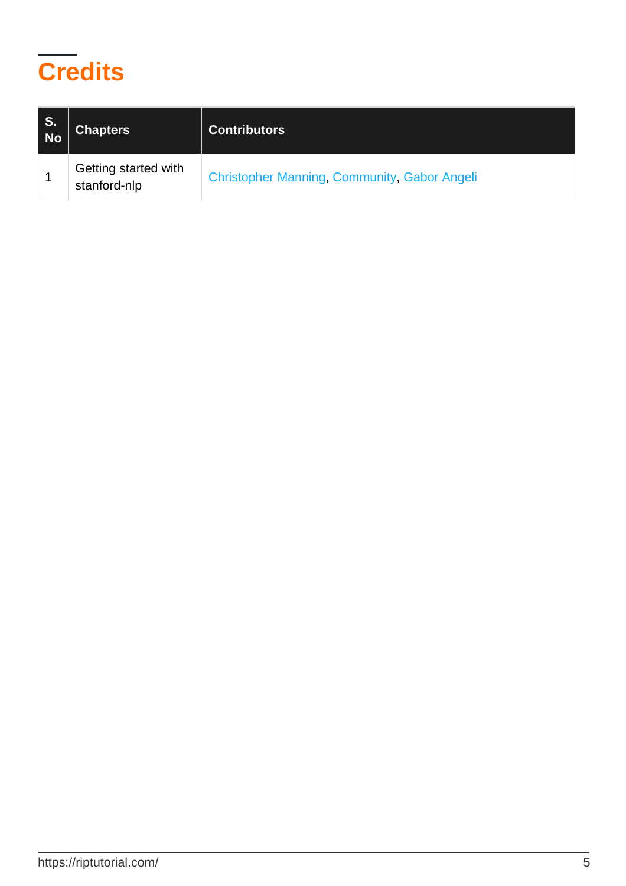# Credits

| S. No | Chapters | Contributors |
| --- | --- | --- |
| 1 | Getting started with stanford-nlp | Christopher Manning, Community, Gabor Angeli |